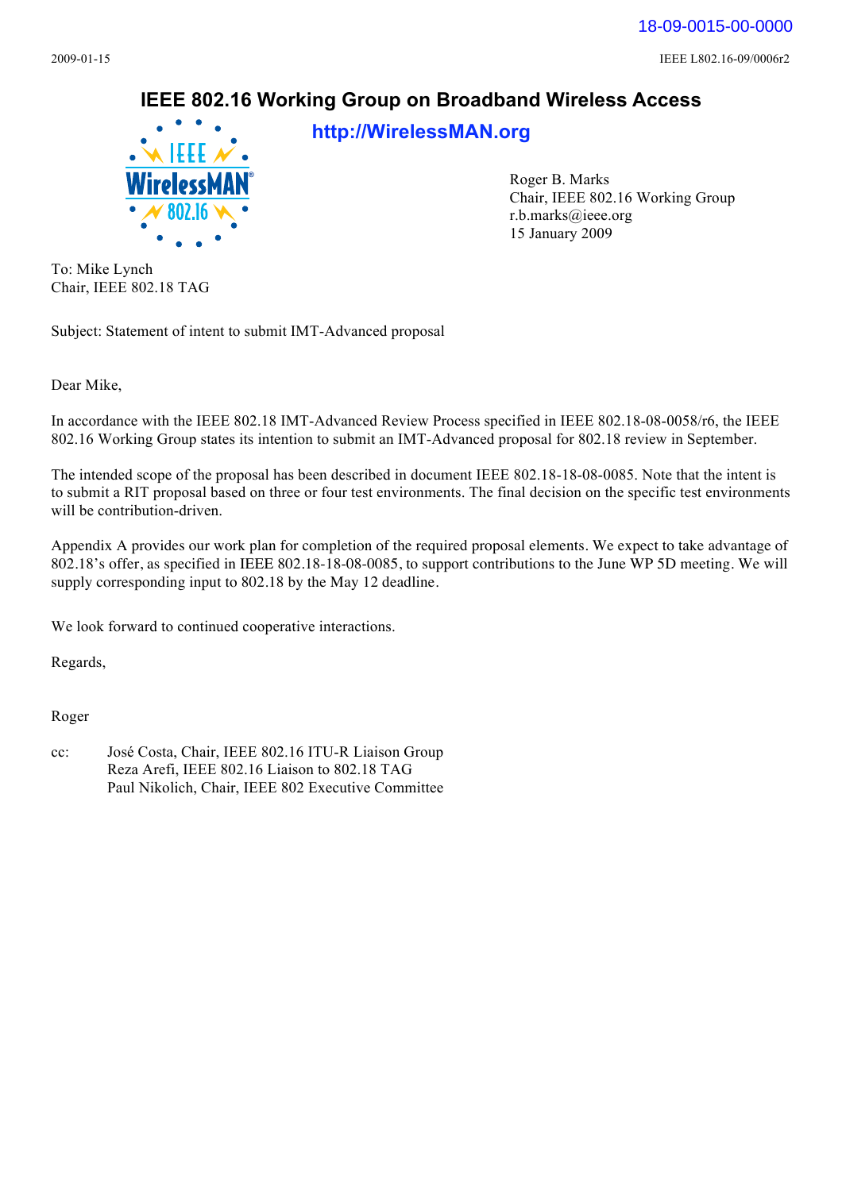18-09-0015-00-0000

2009-01-15 IEEE L802.16-09/0006r2

# IEEE 802.16 Working Group on Broadband Wireless Access

**http://WirelessMAN.org**

Roger B. Marks
Chair, IEEE 802.16 Working Group
r.b.marks@ieee.org
15 January 2009

To: Mike Lynch
Chair, IEEE 802.18 TAG

Subject: Statement of intent to submit IMT-Advanced proposal

Dear Mike,

In accordance with the IEEE 802.18 IMT-Advanced Review Process specified in IEEE 802.18-08-0058/r6, the IEEE 802.16 Working Group states its intention to submit an IMT-Advanced proposal for 802.18 review in September.

The intended scope of the proposal has been described in document IEEE 802.18-18-08-0085. Note that the intent is to submit a RIT proposal based on three or four test environments. The final decision on the specific test environments will be contribution-driven.

Appendix A provides our work plan for completion of the required proposal elements. We expect to take advantage of 802.18's offer, as specified in IEEE 802.18-18-08-0085, to support contributions to the June WP 5D meeting. We will supply corresponding input to 802.18 by the May 12 deadline.

We look forward to continued cooperative interactions.

Regards,

Roger

cc: José Costa, Chair, IEEE 802.16 ITU-R Liaison Group
Reza Arefi, IEEE 802.16 Liaison to 802.18 TAG
Paul Nikolich, Chair, IEEE 802 Executive Committee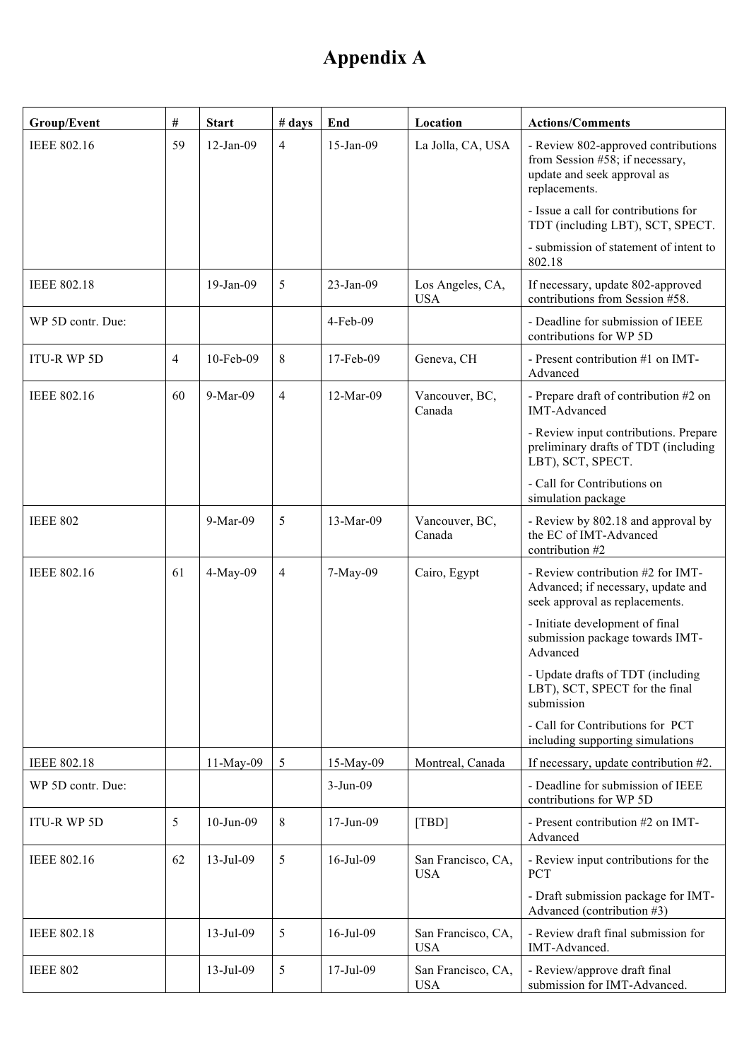# Appendix A

| Group/Event | # | Start | # days | End | Location | Actions/Comments |
|---|---|---|---|---|---|---|
| IEEE 802.16 | 59 | 12-Jan-09 | 4 | 15-Jan-09 | La Jolla, CA, USA | - Review 802-approved contributions from Session #58; if necessary, update and seek approval as replacements.<br>- Issue a call for contributions for TDT (including LBT), SCT, SPECT.<br>- submission of statement of intent to 802.18 |
| IEEE 802.18 | | 19-Jan-09 | 5 | 23-Jan-09 | Los Angeles, CA, USA | If necessary, update 802-approved contributions from Session #58. |
| WP 5D contr. Due: | | | | 4-Feb-09 | | - Deadline for submission of IEEE contributions for WP 5D |
| ITU-R WP 5D | 4 | 10-Feb-09 | 8 | 17-Feb-09 | Geneva, CH | - Present contribution #1 on IMT-Advanced |
| IEEE 802.16 | 60 | 9-Mar-09 | 4 | 12-Mar-09 | Vancouver, BC, Canada | - Prepare draft of contribution #2 on IMT-Advanced<br>- Review input contributions. Prepare preliminary drafts of TDT (including LBT), SCT, SPECT.<br>- Call for Contributions on simulation package |
| IEEE 802 | | 9-Mar-09 | 5 | 13-Mar-09 | Vancouver, BC, Canada | - Review by 802.18 and approval by the EC of IMT-Advanced contribution #2 |
| IEEE 802.16 | 61 | 4-May-09 | 4 | 7-May-09 | Cairo, Egypt | - Review contribution #2 for IMT-Advanced; if necessary, update and seek approval as replacements.<br>- Initiate development of final submission package towards IMT-Advanced<br>- Update drafts of TDT (including LBT), SCT, SPECT for the final submission<br>- Call for Contributions for PCT including supporting simulations |
| IEEE 802.18 | | 11-May-09 | 5 | 15-May-09 | Montreal, Canada | If necessary, update contribution #2. |
| WP 5D contr. Due: | | | | 3-Jun-09 | | - Deadline for submission of IEEE contributions for WP 5D |
| ITU-R WP 5D | 5 | 10-Jun-09 | 8 | 17-Jun-09 | [TBD] | - Present contribution #2 on IMT-Advanced |
| IEEE 802.16 | 62 | 13-Jul-09 | 5 | 16-Jul-09 | San Francisco, CA, USA | - Review input contributions for the PCT<br>- Draft submission package for IMT-Advanced (contribution #3) |
| IEEE 802.18 | | 13-Jul-09 | 5 | 16-Jul-09 | San Francisco, CA, USA | - Review draft final submission for IMT-Advanced. |
| IEEE 802 | | 13-Jul-09 | 5 | 17-Jul-09 | San Francisco, CA, USA | - Review/approve draft final submission for IMT-Advanced. |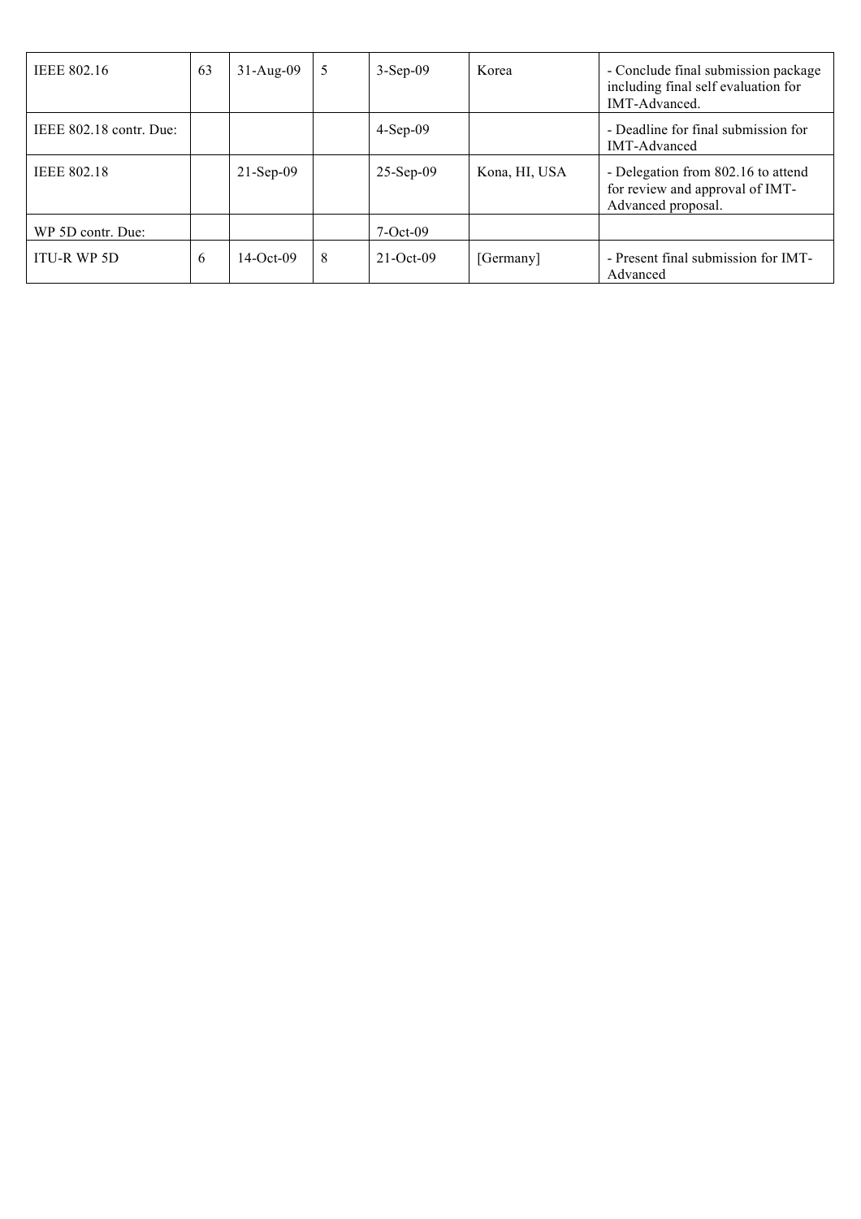| | | | | | | |
|---|---|---|---|---|---|---|
| IEEE 802.16 | 63 | 31-Aug-09 | 5 | 3-Sep-09 | Korea | - Conclude final submission package including final self evaluation for IMT-Advanced. |
| IEEE 802.18 contr. Due: | | | | 4-Sep-09 | | - Deadline for final submission for IMT-Advanced |
| IEEE 802.18 | | 21-Sep-09 | | 25-Sep-09 | Kona, HI, USA | - Delegation from 802.16 to attend for review and approval of IMT-Advanced proposal. |
| WP 5D contr. Due: | | | | 7-Oct-09 | | |
| ITU-R WP 5D | 6 | 14-Oct-09 | 8 | 21-Oct-09 | [Germany] | - Present final submission for IMT-Advanced |